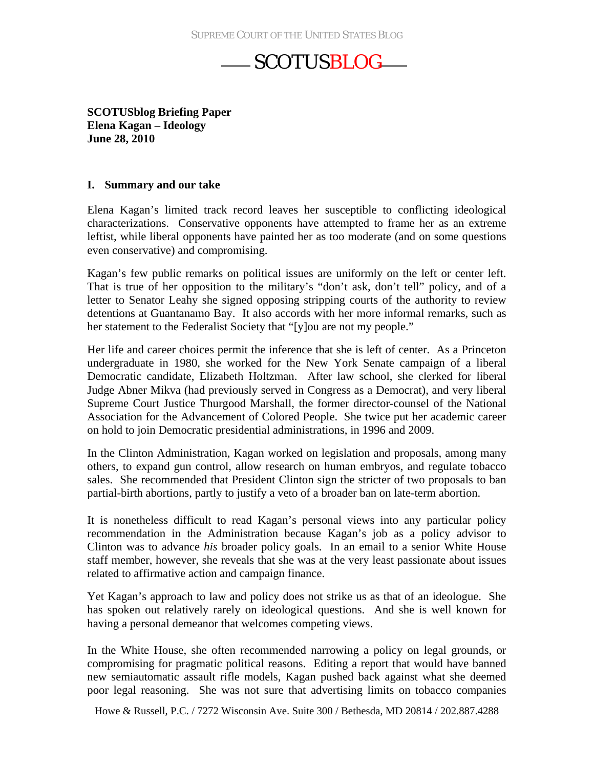**SCOTUSblog Briefing Paper**
**Elena Kagan – Ideology**
**June 28, 2010**

## I. Summary and our take

Elena Kagan's limited track record leaves her susceptible to conflicting ideological characterizations. Conservative opponents have attempted to frame her as an extreme leftist, while liberal opponents have painted her as too moderate (and on some questions even conservative) and compromising.

Kagan's few public remarks on political issues are uniformly on the left or center left. That is true of her opposition to the military's "don't ask, don't tell" policy, and of a letter to Senator Leahy she signed opposing stripping courts of the authority to review detentions at Guantanamo Bay. It also accords with her more informal remarks, such as her statement to the Federalist Society that "[y]ou are not my people."

Her life and career choices permit the inference that she is left of center. As a Princeton undergraduate in 1980, she worked for the New York Senate campaign of a liberal Democratic candidate, Elizabeth Holtzman. After law school, she clerked for liberal Judge Abner Mikva (had previously served in Congress as a Democrat), and very liberal Supreme Court Justice Thurgood Marshall, the former director-counsel of the National Association for the Advancement of Colored People. She twice put her academic career on hold to join Democratic presidential administrations, in 1996 and 2009.

In the Clinton Administration, Kagan worked on legislation and proposals, among many others, to expand gun control, allow research on human embryos, and regulate tobacco sales. She recommended that President Clinton sign the stricter of two proposals to ban partial-birth abortions, partly to justify a veto of a broader ban on late-term abortion.

It is nonetheless difficult to read Kagan's personal views into any particular policy recommendation in the Administration because Kagan's job as a policy advisor to Clinton was to advance *his* broader policy goals. In an email to a senior White House staff member, however, she reveals that she was at the very least passionate about issues related to affirmative action and campaign finance.

Yet Kagan's approach to law and policy does not strike us as that of an ideologue. She has spoken out relatively rarely on ideological questions. And she is well known for having a personal demeanor that welcomes competing views.

In the White House, she often recommended narrowing a policy on legal grounds, or compromising for pragmatic political reasons. Editing a report that would have banned new semiautomatic assault rifle models, Kagan pushed back against what she deemed poor legal reasoning. She was not sure that advertising limits on tobacco companies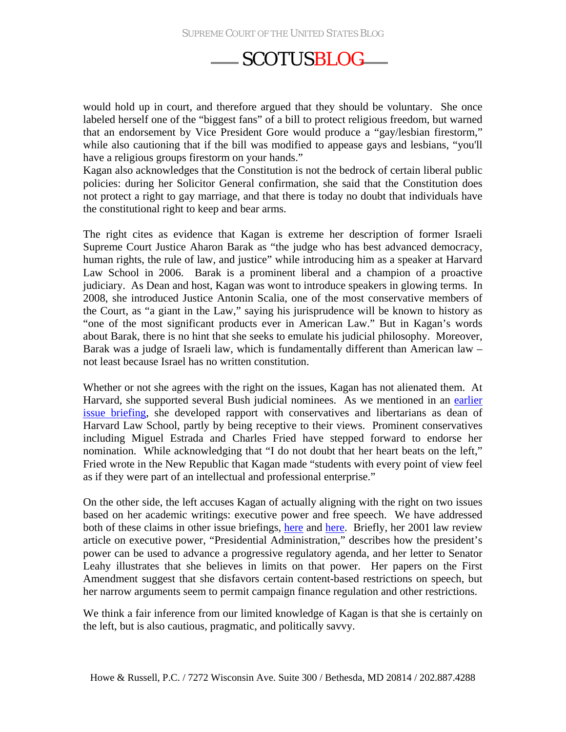would hold up in court, and therefore argued that they should be voluntary. She once labeled herself one of the "biggest fans" of a bill to protect religious freedom, but warned that an endorsement by Vice President Gore would produce a "gay/lesbian firestorm," while also cautioning that if the bill was modified to appease gays and lesbians, "you'll have a religious groups firestorm on your hands."
Kagan also acknowledges that the Constitution is not the bedrock of certain liberal public policies: during her Solicitor General confirmation, she said that the Constitution does not protect a right to gay marriage, and that there is today no doubt that individuals have the constitutional right to keep and bear arms.

The right cites as evidence that Kagan is extreme her description of former Israeli Supreme Court Justice Aharon Barak as "the judge who has best advanced democracy, human rights, the rule of law, and justice" while introducing him as a speaker at Harvard Law School in 2006. Barak is a prominent liberal and a champion of a proactive judiciary. As Dean and host, Kagan was wont to introduce speakers in glowing terms. In 2008, she introduced Justice Antonin Scalia, one of the most conservative members of the Court, as "a giant in the Law," saying his jurisprudence will be known to history as "one of the most significant products ever in American Law." But in Kagan's words about Barak, there is no hint that she seeks to emulate his judicial philosophy. Moreover, Barak was a judge of Israeli law, which is fundamentally different than American law – not least because Israel has no written constitution.

Whether or not she agrees with the right on the issues, Kagan has not alienated them. At Harvard, she supported several Bush judicial nominees. As we mentioned in an earlier issue briefing, she developed rapport with conservatives and libertarians as dean of Harvard Law School, partly by being receptive to their views. Prominent conservatives including Miguel Estrada and Charles Fried have stepped forward to endorse her nomination. While acknowledging that "I do not doubt that her heart beats on the left," Fried wrote in the New Republic that Kagan made "students with every point of view feel as if they were part of an intellectual and professional enterprise."

On the other side, the left accuses Kagan of actually aligning with the right on two issues based on her academic writings: executive power and free speech. We have addressed both of these claims in other issue briefings, here and here. Briefly, her 2001 law review article on executive power, "Presidential Administration," describes how the president's power can be used to advance a progressive regulatory agenda, and her letter to Senator Leahy illustrates that she believes in limits on that power. Her papers on the First Amendment suggest that she disfavors certain content-based restrictions on speech, but her narrow arguments seem to permit campaign finance regulation and other restrictions.

We think a fair inference from our limited knowledge of Kagan is that she is certainly on the left, but is also cautious, pragmatic, and politically savvy.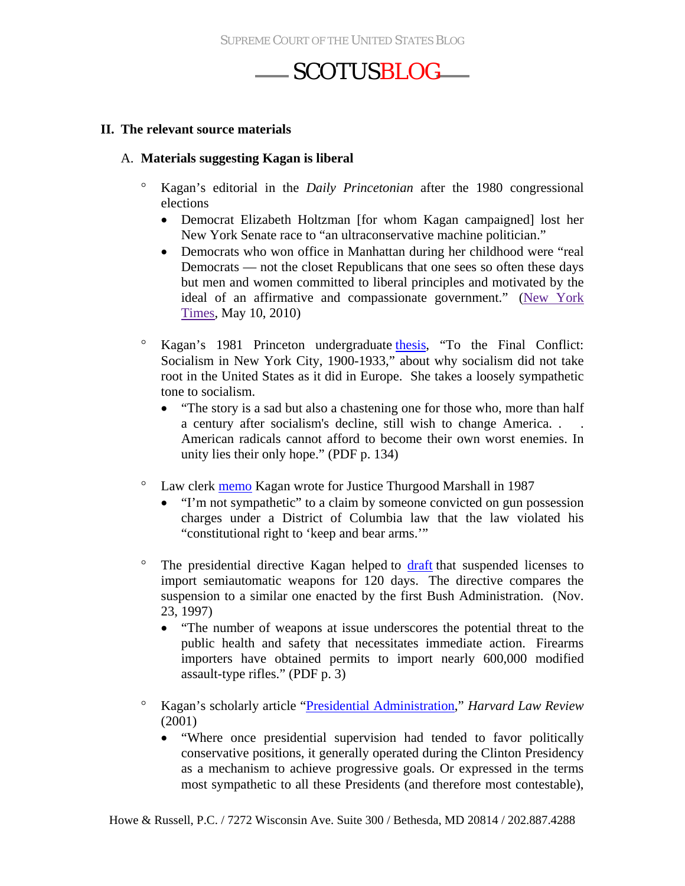## II. The relevant source materials

### A. Materials suggesting Kagan is liberal

- Kagan's editorial in the *Daily Princetonian* after the 1980 congressional elections
  - Democrat Elizabeth Holtzman [for whom Kagan campaigned] lost her New York Senate race to "an ultraconservative machine politician."
  - Democrats who won office in Manhattan during her childhood were "real Democrats — not the closet Republicans that one sees so often these days but men and women committed to liberal principles and motivated by the ideal of an affirmative and compassionate government." (New York Times, May 10, 2010)

- Kagan's 1981 Princeton undergraduate thesis, "To the Final Conflict: Socialism in New York City, 1900-1933," about why socialism did not take root in the United States as it did in Europe. She takes a loosely sympathetic tone to socialism.
  - "The story is a sad but also a chastening one for those who, more than half a century after socialism's decline, still wish to change America. . . . American radicals cannot afford to become their own worst enemies. In unity lies their only hope." (PDF p. 134)

- Law clerk memo Kagan wrote for Justice Thurgood Marshall in 1987
  - "I'm not sympathetic" to a claim by someone convicted on gun possession charges under a District of Columbia law that the law violated his "constitutional right to 'keep and bear arms.'"

- The presidential directive Kagan helped to draft that suspended licenses to import semiautomatic weapons for 120 days. The directive compares the suspension to a similar one enacted by the first Bush Administration. (Nov. 23, 1997)
  - "The number of weapons at issue underscores the potential threat to the public health and safety that necessitates immediate action. Firearms importers have obtained permits to import nearly 600,000 modified assault-type rifles." (PDF p. 3)

- Kagan's scholarly article "Presidential Administration," *Harvard Law Review* (2001)
  - "Where once presidential supervision had tended to favor politically conservative positions, it generally operated during the Clinton Presidency as a mechanism to achieve progressive goals. Or expressed in the terms most sympathetic to all these Presidents (and therefore most contestable),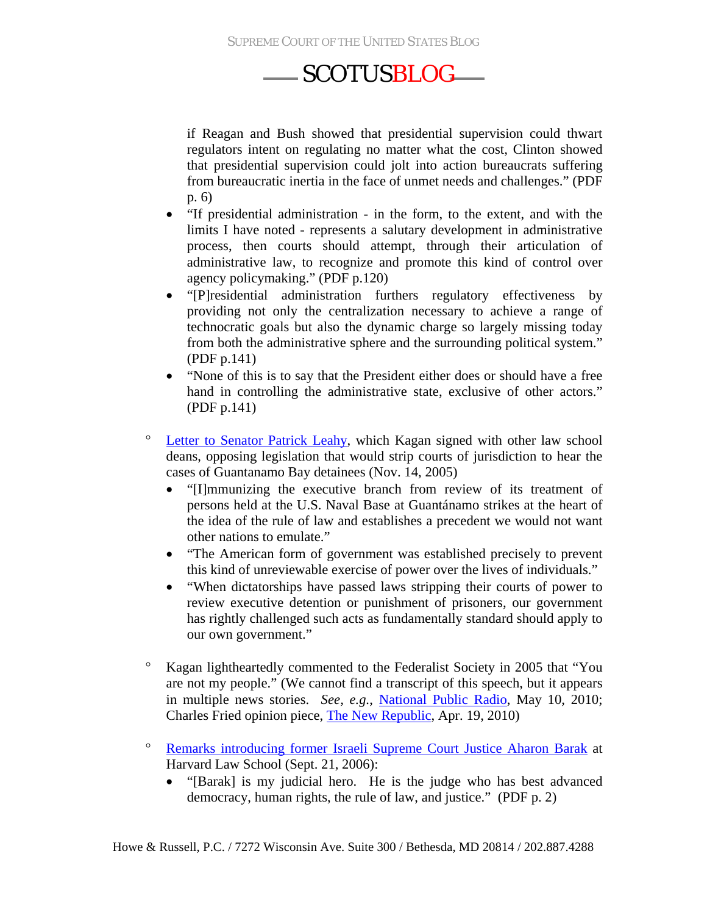if Reagan and Bush showed that presidential supervision could thwart regulators intent on regulating no matter what the cost, Clinton showed that presidential supervision could jolt into action bureaucrats suffering from bureaucratic inertia in the face of unmet needs and challenges." (PDF p. 6)

- "If presidential administration - in the form, to the extent, and with the limits I have noted - represents a salutary development in administrative process, then courts should attempt, through their articulation of administrative law, to recognize and promote this kind of control over agency policymaking." (PDF p.120)
- "[P]residential administration furthers regulatory effectiveness by providing not only the centralization necessary to achieve a range of technocratic goals but also the dynamic charge so largely missing today from both the administrative sphere and the surrounding political system." (PDF p.141)
- "None of this is to say that the President either does or should have a free hand in controlling the administrative state, exclusive of other actors." (PDF p.141)

- Letter to Senator Patrick Leahy, which Kagan signed with other law school deans, opposing legislation that would strip courts of jurisdiction to hear the cases of Guantanamo Bay detainees (Nov. 14, 2005)
  - "[I]mmunizing the executive branch from review of its treatment of persons held at the U.S. Naval Base at Guantánamo strikes at the heart of the idea of the rule of law and establishes a precedent we would not want other nations to emulate."
  - "The American form of government was established precisely to prevent this kind of unreviewable exercise of power over the lives of individuals."
  - "When dictatorships have passed laws stripping their courts of power to review executive detention or punishment of prisoners, our government has rightly challenged such acts as fundamentally standard should apply to our own government."

- Kagan lightheartedly commented to the Federalist Society in 2005 that "You are not my people." (We cannot find a transcript of this speech, but it appears in multiple news stories. *See, e.g.*, National Public Radio, May 10, 2010; Charles Fried opinion piece, The New Republic, Apr. 19, 2010)

- Remarks introducing former Israeli Supreme Court Justice Aharon Barak at Harvard Law School (Sept. 21, 2006):
  - "[Barak] is my judicial hero. He is the judge who has best advanced democracy, human rights, the rule of law, and justice." (PDF p. 2)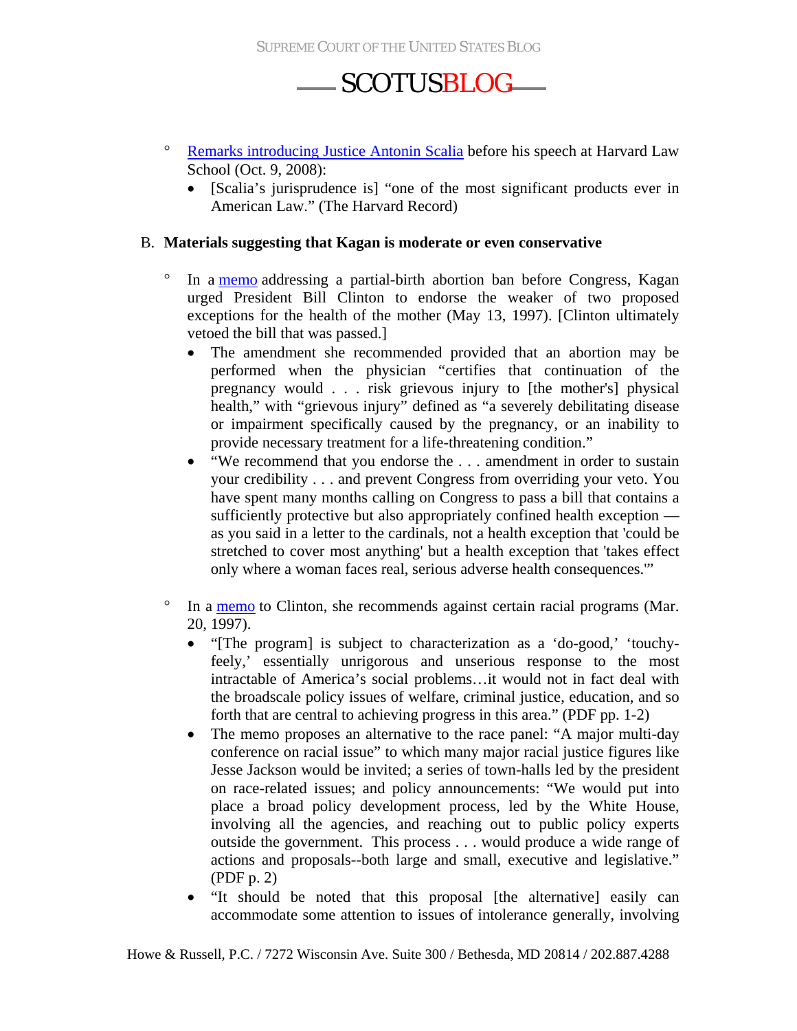- Remarks introducing Justice Antonin Scalia before his speech at Harvard Law School (Oct. 9, 2008):
  - [Scalia's jurisprudence is] "one of the most significant products ever in American Law." (The Harvard Record)

B. **Materials suggesting that Kagan is moderate or even conservative**

- In a memo addressing a partial-birth abortion ban before Congress, Kagan urged President Bill Clinton to endorse the weaker of two proposed exceptions for the health of the mother (May 13, 1997). [Clinton ultimately vetoed the bill that was passed.]
  - The amendment she recommended provided that an abortion may be performed when the physician "certifies that continuation of the pregnancy would . . . risk grievous injury to [the mother's] physical health," with "grievous injury" defined as "a severely debilitating disease or impairment specifically caused by the pregnancy, or an inability to provide necessary treatment for a life-threatening condition."
  - "We recommend that you endorse the . . . amendment in order to sustain your credibility . . . and prevent Congress from overriding your veto. You have spent many months calling on Congress to pass a bill that contains a sufficiently protective but also appropriately confined health exception — as you said in a letter to the cardinals, not a health exception that 'could be stretched to cover most anything' but a health exception that 'takes effect only where a woman faces real, serious adverse health consequences.'"

- In a memo to Clinton, she recommends against certain racial programs (Mar. 20, 1997).
  - "[The program] is subject to characterization as a 'do-good,' 'touchy-feely,' essentially unrigorous and unserious response to the most intractable of America's social problems…it would not in fact deal with the broadscale policy issues of welfare, criminal justice, education, and so forth that are central to achieving progress in this area." (PDF pp. 1-2)
  - The memo proposes an alternative to the race panel: "A major multi-day conference on racial issue" to which many major racial justice figures like Jesse Jackson would be invited; a series of town-halls led by the president on race-related issues; and policy announcements: "We would put into place a broad policy development process, led by the White House, involving all the agencies, and reaching out to public policy experts outside the government. This process . . . would produce a wide range of actions and proposals--both large and small, executive and legislative." (PDF p. 2)
  - "It should be noted that this proposal [the alternative] easily can accommodate some attention to issues of intolerance generally, involving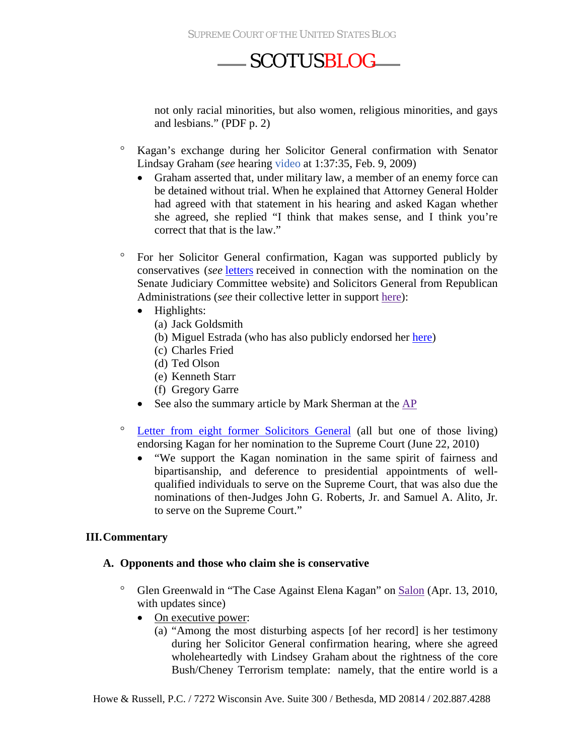not only racial minorities, but also women, religious minorities, and gays and lesbians." (PDF p. 2)

- Kagan's exchange during her Solicitor General confirmation with Senator Lindsay Graham (*see* hearing video at 1:37:35, Feb. 9, 2009)
  - Graham asserted that, under military law, a member of an enemy force can be detained without trial. When he explained that Attorney General Holder had agreed with that statement in his hearing and asked Kagan whether she agreed, she replied "I think that makes sense, and I think you're correct that that is the law."

- For her Solicitor General confirmation, Kagan was supported publicly by conservatives (*see* letters received in connection with the nomination on the Senate Judiciary Committee website) and Solicitors General from Republican Administrations (*see* their collective letter in support here):
  - Highlights:
    (a) Jack Goldsmith
    (b) Miguel Estrada (who has also publicly endorsed her here)
    (c) Charles Fried
    (d) Ted Olson
    (e) Kenneth Starr
    (f) Gregory Garre
  - See also the summary article by Mark Sherman at the AP

- Letter from eight former Solicitors General (all but one of those living) endorsing Kagan for her nomination to the Supreme Court (June 22, 2010)
  - "We support the Kagan nomination in the same spirit of fairness and bipartisanship, and deference to presidential appointments of well-qualified individuals to serve on the Supreme Court, that was also due the nominations of then-Judges John G. Roberts, Jr. and Samuel A. Alito, Jr. to serve on the Supreme Court."

## III. Commentary

### A. Opponents and those who claim she is conservative

- Glen Greenwald in "The Case Against Elena Kagan" on Salon (Apr. 13, 2010, with updates since)
  - On executive power:
    (a) "Among the most disturbing aspects [of her record] is her testimony during her Solicitor General confirmation hearing, where she agreed wholeheartedly with Lindsey Graham about the rightness of the core Bush/Cheney Terrorism template: namely, that the entire world is a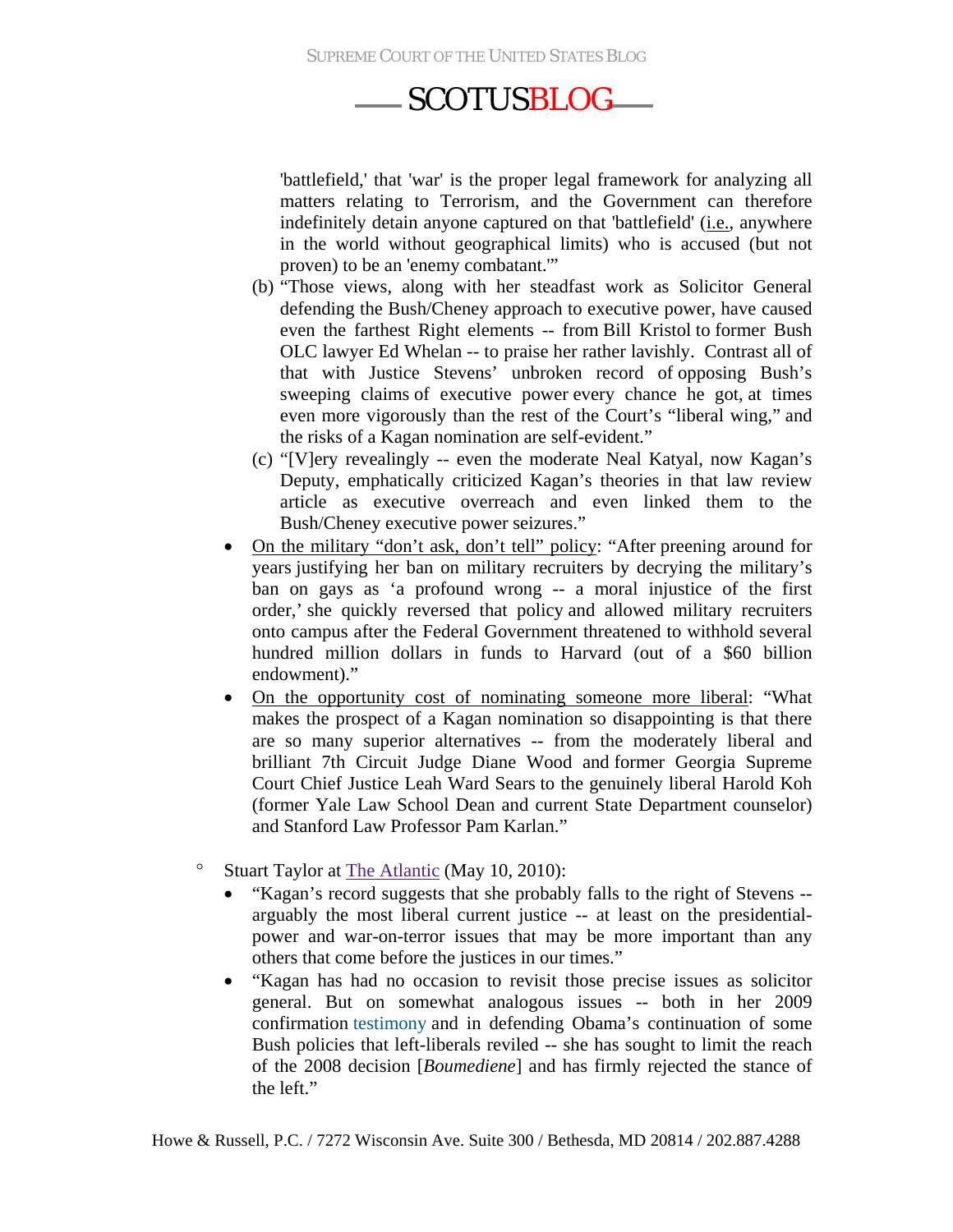'battlefield,' that 'war' is the proper legal framework for analyzing all matters relating to Terrorism, and the Government can therefore indefinitely detain anyone captured on that 'battlefield' (i.e., anywhere in the world without geographical limits) who is accused (but not proven) to be an 'enemy combatant.'"

(b) "Those views, along with her steadfast work as Solicitor General defending the Bush/Cheney approach to executive power, have caused even the farthest Right elements -- from Bill Kristol to former Bush OLC lawyer Ed Whelan -- to praise her rather lavishly. Contrast all of that with Justice Stevens' unbroken record of opposing Bush's sweeping claims of executive power every chance he got, at times even more vigorously than the rest of the Court's "liberal wing," and the risks of a Kagan nomination are self-evident."

(c) "[V]ery revealingly -- even the moderate Neal Katyal, now Kagan's Deputy, emphatically criticized Kagan's theories in that law review article as executive overreach and even linked them to the Bush/Cheney executive power seizures."

- On the military "don't ask, don't tell" policy: "After preening around for years justifying her ban on military recruiters by decrying the military's ban on gays as 'a profound wrong -- a moral injustice of the first order,' she quickly reversed that policy and allowed military recruiters onto campus after the Federal Government threatened to withhold several hundred million dollars in funds to Harvard (out of a $60 billion endowment)."
- On the opportunity cost of nominating someone more liberal: "What makes the prospect of a Kagan nomination so disappointing is that there are so many superior alternatives -- from the moderately liberal and brilliant 7th Circuit Judge Diane Wood and former Georgia Supreme Court Chief Justice Leah Ward Sears to the genuinely liberal Harold Koh (former Yale Law School Dean and current State Department counselor) and Stanford Law Professor Pam Karlan."

- Stuart Taylor at The Atlantic (May 10, 2010):
  - "Kagan's record suggests that she probably falls to the right of Stevens -- arguably the most liberal current justice -- at least on the presidential-power and war-on-terror issues that may be more important than any others that come before the justices in our times."
  - "Kagan has had no occasion to revisit those precise issues as solicitor general. But on somewhat analogous issues -- both in her 2009 confirmation testimony and in defending Obama's continuation of some Bush policies that left-liberals reviled -- she has sought to limit the reach of the 2008 decision [*Boumediene*] and has firmly rejected the stance of the left."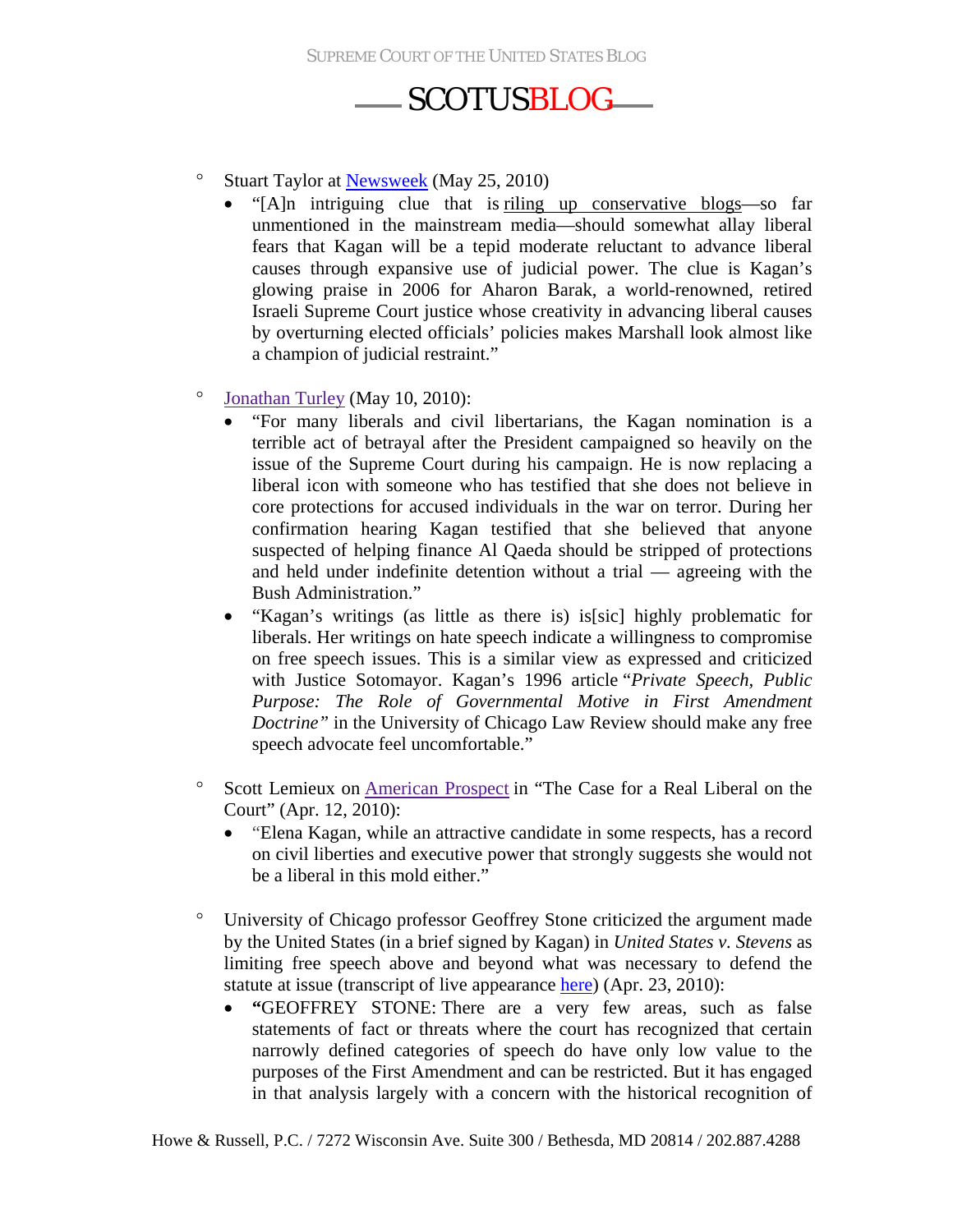- Stuart Taylor at Newsweek (May 25, 2010)
  - "[A]n intriguing clue that is riling up conservative blogs—so far unmentioned in the mainstream media—should somewhat allay liberal fears that Kagan will be a tepid moderate reluctant to advance liberal causes through expansive use of judicial power. The clue is Kagan's glowing praise in 2006 for Aharon Barak, a world-renowned, retired Israeli Supreme Court justice whose creativity in advancing liberal causes by overturning elected officials' policies makes Marshall look almost like a champion of judicial restraint."

- Jonathan Turley (May 10, 2010):
  - "For many liberals and civil libertarians, the Kagan nomination is a terrible act of betrayal after the President campaigned so heavily on the issue of the Supreme Court during his campaign. He is now replacing a liberal icon with someone who has testified that she does not believe in core protections for accused individuals in the war on terror. During her confirmation hearing Kagan testified that she believed that anyone suspected of helping finance Al Qaeda should be stripped of protections and held under indefinite detention without a trial — agreeing with the Bush Administration."
  - "Kagan's writings (as little as there is) is[sic] highly problematic for liberals. Her writings on hate speech indicate a willingness to compromise on free speech issues. This is a similar view as expressed and criticized with Justice Sotomayor. Kagan's 1996 article "*Private Speech, Public Purpose: The Role of Governmental Motive in First Amendment Doctrine*" in the University of Chicago Law Review should make any free speech advocate feel uncomfortable."

- Scott Lemieux on American Prospect in "The Case for a Real Liberal on the Court" (Apr. 12, 2010):
  - "Elena Kagan, while an attractive candidate in some respects, has a record on civil liberties and executive power that strongly suggests she would not be a liberal in this mold either."

- University of Chicago professor Geoffrey Stone criticized the argument made by the United States (in a brief signed by Kagan) in *United States v. Stevens* as limiting free speech above and beyond what was necessary to defend the statute at issue (transcript of live appearance here) (Apr. 23, 2010):
  - **"**GEOFFREY STONE: There are a very few areas, such as false statements of fact or threats where the court has recognized that certain narrowly defined categories of speech do have only low value to the purposes of the First Amendment and can be restricted. But it has engaged in that analysis largely with a concern with the historical recognition of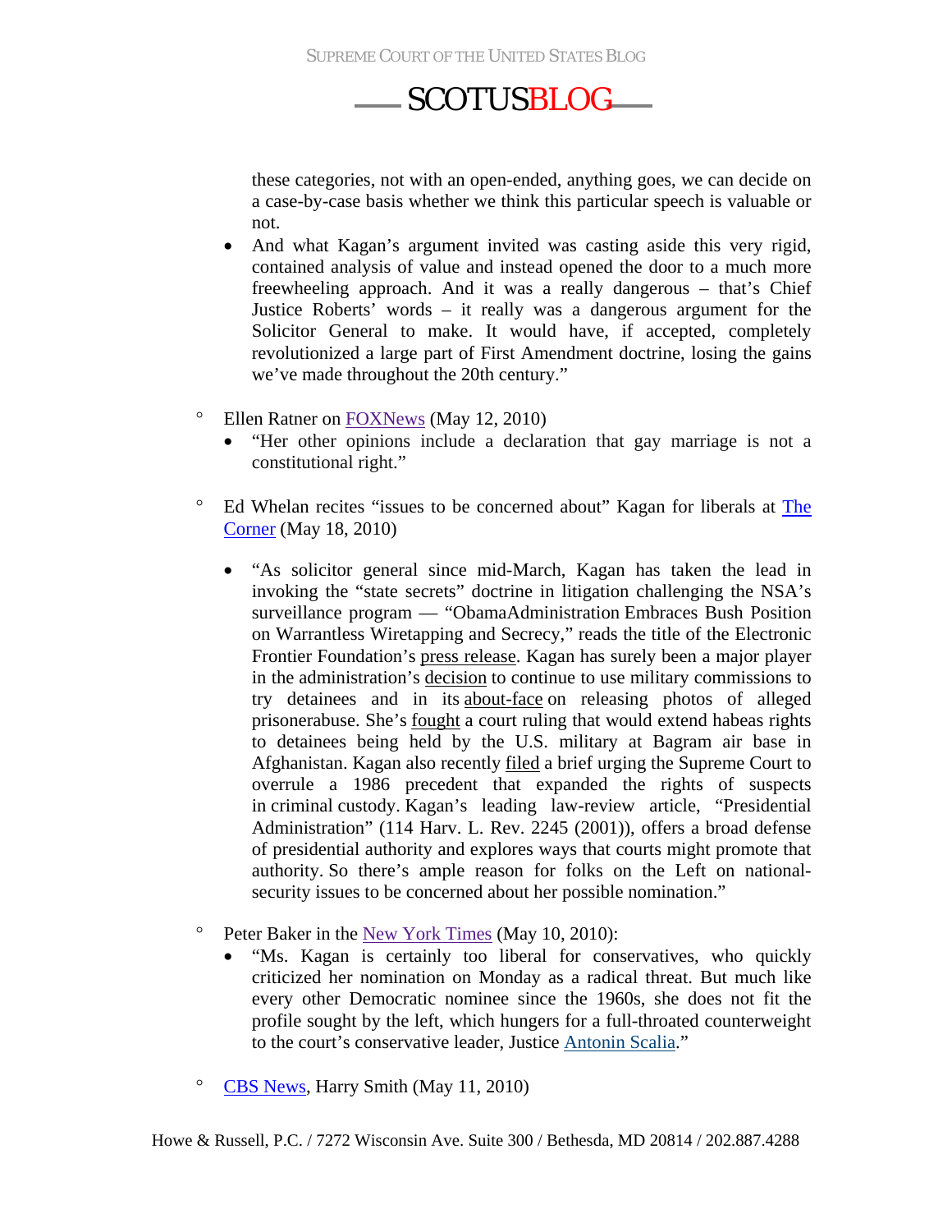these categories, not with an open-ended, anything goes, we can decide on a case-by-case basis whether we think this particular speech is valuable or not.

- And what Kagan's argument invited was casting aside this very rigid, contained analysis of value and instead opened the door to a much more freewheeling approach. And it was a really dangerous – that's Chief Justice Roberts' words – it really was a dangerous argument for the Solicitor General to make. It would have, if accepted, completely revolutionized a large part of First Amendment doctrine, losing the gains we've made throughout the 20th century."

- Ellen Ratner on FOXNews (May 12, 2010)
  - "Her other opinions include a declaration that gay marriage is not a constitutional right."

- Ed Whelan recites "issues to be concerned about" Kagan for liberals at The Corner (May 18, 2010)
  - "As solicitor general since mid-March, Kagan has taken the lead in invoking the "state secrets" doctrine in litigation challenging the NSA's surveillance program — "ObamaAdministration Embraces Bush Position on Warrantless Wiretapping and Secrecy," reads the title of the Electronic Frontier Foundation's press release. Kagan has surely been a major player in the administration's decision to continue to use military commissions to try detainees and in its about-face on releasing photos of alleged prisonerabuse. She's fought a court ruling that would extend habeas rights to detainees being held by the U.S. military at Bagram air base in Afghanistan. Kagan also recently filed a brief urging the Supreme Court to overrule a 1986 precedent that expanded the rights of suspects in criminal custody. Kagan's leading law-review article, "Presidential Administration" (114 Harv. L. Rev. 2245 (2001)), offers a broad defense of presidential authority and explores ways that courts might promote that authority. So there's ample reason for folks on the Left on national-security issues to be concerned about her possible nomination."

- Peter Baker in the New York Times (May 10, 2010):
  - "Ms. Kagan is certainly too liberal for conservatives, who quickly criticized her nomination on Monday as a radical threat. But much like every other Democratic nominee since the 1960s, she does not fit the profile sought by the left, which hungers for a full-throated counterweight to the court's conservative leader, Justice Antonin Scalia."

- CBS News, Harry Smith (May 11, 2010)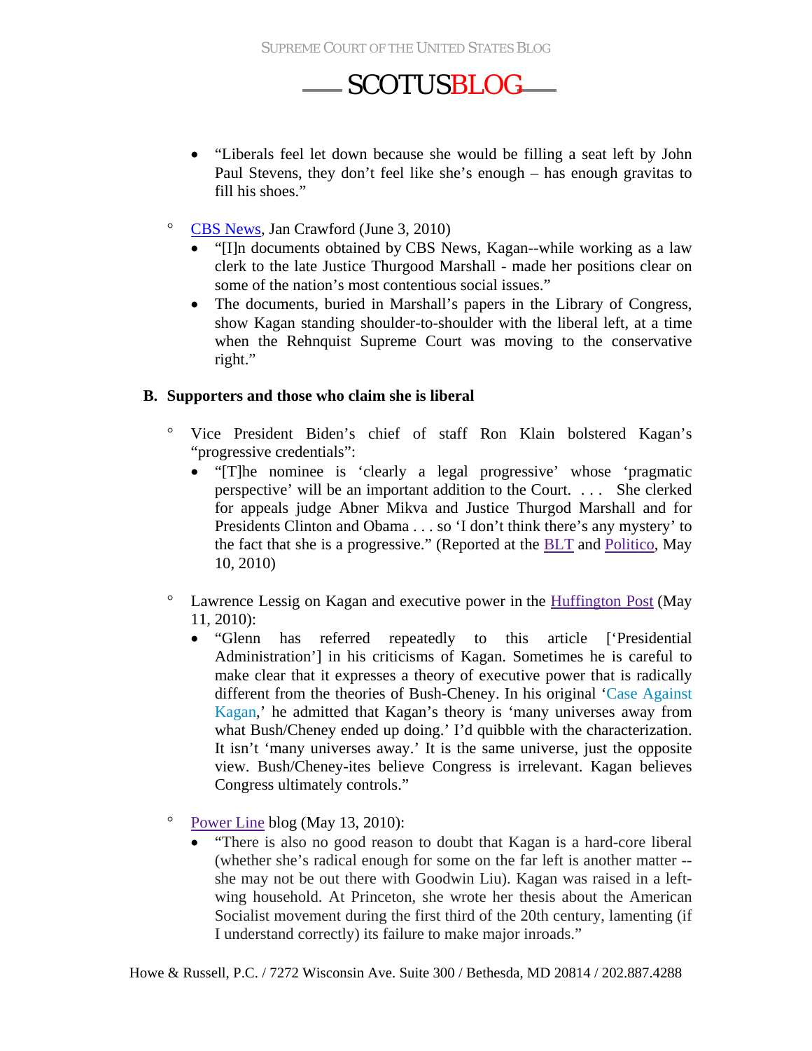- "Liberals feel let down because she would be filling a seat left by John Paul Stevens, they don't feel like she's enough – has enough gravitas to fill his shoes."

◦ CBS News, Jan Crawford (June 3, 2010)
  - "[I]n documents obtained by CBS News, Kagan--while working as a law clerk to the late Justice Thurgood Marshall - made her positions clear on some of the nation's most contentious social issues."
  - The documents, buried in Marshall's papers in the Library of Congress, show Kagan standing shoulder-to-shoulder with the liberal left, at a time when the Rehnquist Supreme Court was moving to the conservative right."

**B. Supporters and those who claim she is liberal**

◦ Vice President Biden's chief of staff Ron Klain bolstered Kagan's "progressive credentials":
  - "[T]he nominee is 'clearly a legal progressive' whose 'pragmatic perspective' will be an important addition to the Court. . . . She clerked for appeals judge Abner Mikva and Justice Thurgood Marshall and for Presidents Clinton and Obama . . . so 'I don't think there's any mystery' to the fact that she is a progressive." (Reported at the BLT and Politico, May 10, 2010)

◦ Lawrence Lessig on Kagan and executive power in the Huffington Post (May 11, 2010):
  - "Glenn has referred repeatedly to this article ['Presidential Administration'] in his criticisms of Kagan. Sometimes he is careful to make clear that it expresses a theory of executive power that is radically different from the theories of Bush-Cheney. In his original 'Case Against Kagan,' he admitted that Kagan's theory is 'many universes away from what Bush/Cheney ended up doing.' I'd quibble with the characterization. It isn't 'many universes away.' It is the same universe, just the opposite view. Bush/Cheney-ites believe Congress is irrelevant. Kagan believes Congress ultimately controls."

◦ Power Line blog (May 13, 2010):
  - "There is also no good reason to doubt that Kagan is a hard-core liberal (whether she's radical enough for some on the far left is another matter -- she may not be out there with Goodwin Liu). Kagan was raised in a left-wing household. At Princeton, she wrote her thesis about the American Socialist movement during the first third of the 20th century, lamenting (if I understand correctly) its failure to make major inroads."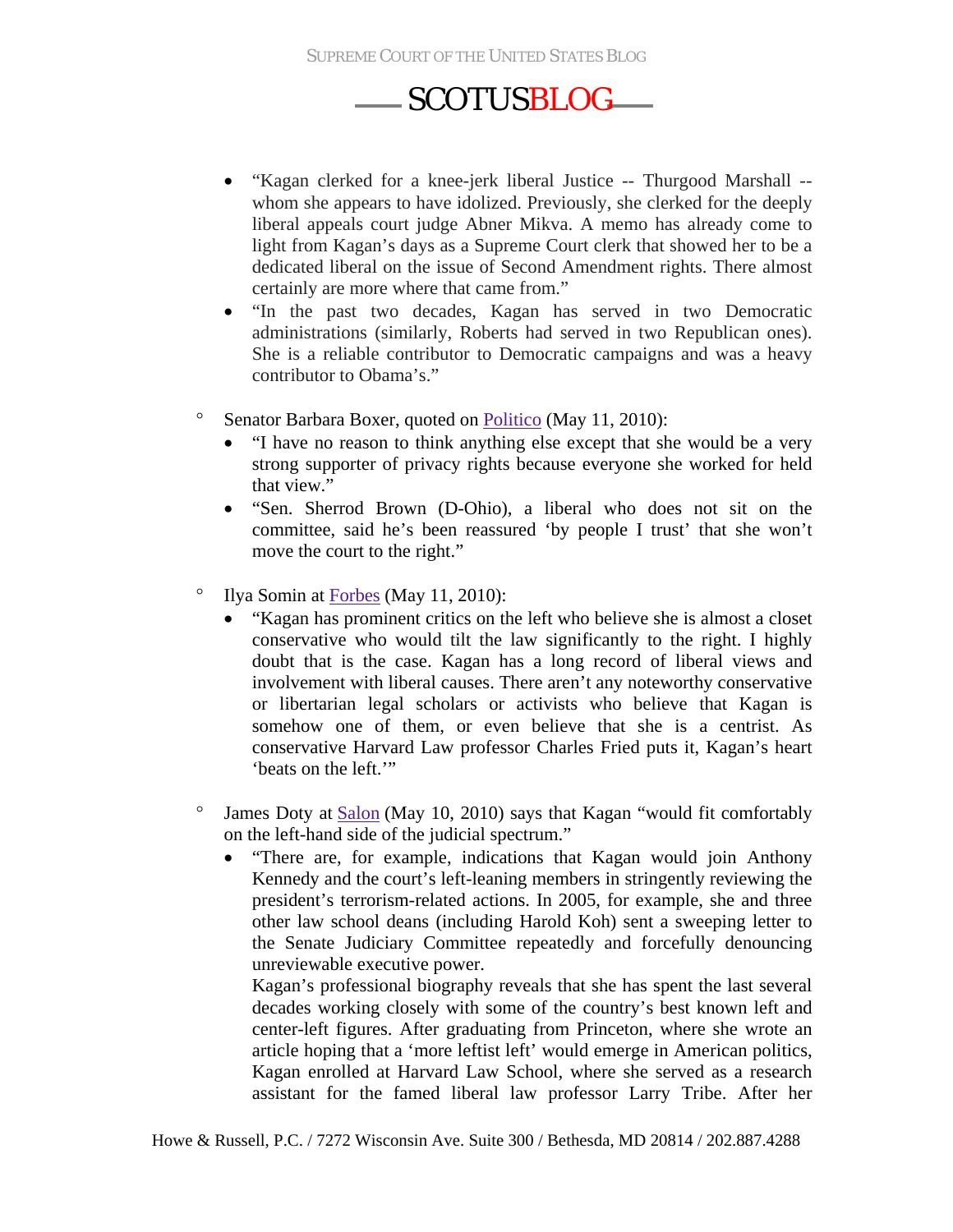- "Kagan clerked for a knee-jerk liberal Justice -- Thurgood Marshall -- whom she appears to have idolized. Previously, she clerked for the deeply liberal appeals court judge Abner Mikva. A memo has already come to light from Kagan's days as a Supreme Court clerk that showed her to be a dedicated liberal on the issue of Second Amendment rights. There almost certainly are more where that came from."
- "In the past two decades, Kagan has served in two Democratic administrations (similarly, Roberts had served in two Republican ones). She is a reliable contributor to Democratic campaigns and was a heavy contributor to Obama's."

◦ Senator Barbara Boxer, quoted on Politico (May 11, 2010):

- "I have no reason to think anything else except that she would be a very strong supporter of privacy rights because everyone she worked for held that view."
- "Sen. Sherrod Brown (D-Ohio), a liberal who does not sit on the committee, said he's been reassured 'by people I trust' that she won't move the court to the right."

◦ Ilya Somin at Forbes (May 11, 2010):

- "Kagan has prominent critics on the left who believe she is almost a closet conservative who would tilt the law significantly to the right. I highly doubt that is the case. Kagan has a long record of liberal views and involvement with liberal causes. There aren't any noteworthy conservative or libertarian legal scholars or activists who believe that Kagan is somehow one of them, or even believe that she is a centrist. As conservative Harvard Law professor Charles Fried puts it, Kagan's heart 'beats on the left.'"

◦ James Doty at Salon (May 10, 2010) says that Kagan "would fit comfortably on the left-hand side of the judicial spectrum."

- "There are, for example, indications that Kagan would join Anthony Kennedy and the court's left-leaning members in stringently reviewing the president's terrorism-related actions. In 2005, for example, she and three other law school deans (including Harold Koh) sent a sweeping letter to the Senate Judiciary Committee repeatedly and forcefully denouncing unreviewable executive power.
  Kagan's professional biography reveals that she has spent the last several decades working closely with some of the country's best known left and center-left figures. After graduating from Princeton, where she wrote an article hoping that a 'more leftist left' would emerge in American politics, Kagan enrolled at Harvard Law School, where she served as a research assistant for the famed liberal law professor Larry Tribe. After her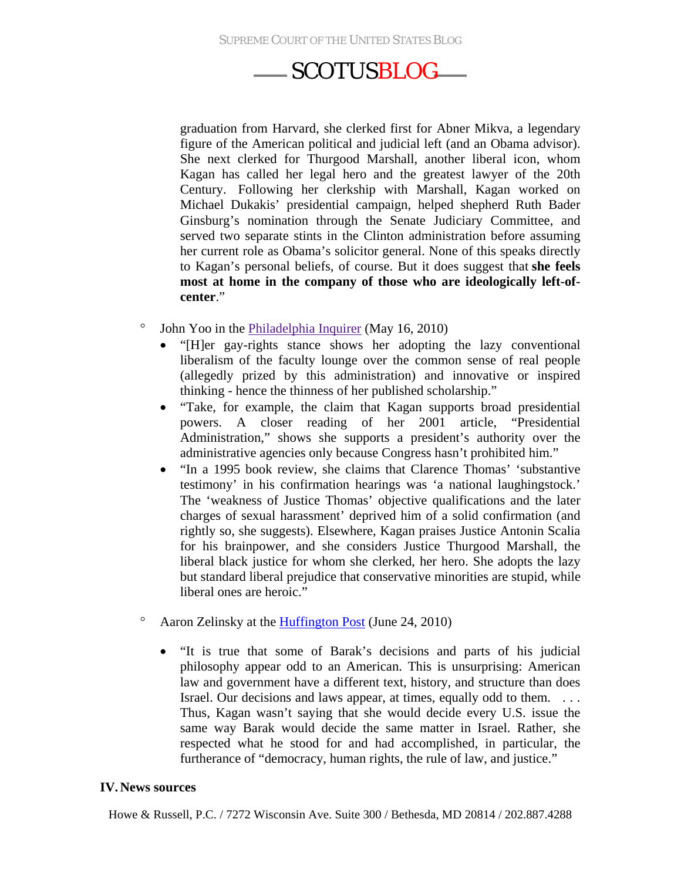graduation from Harvard, she clerked first for Abner Mikva, a legendary figure of the American political and judicial left (and an Obama advisor). She next clerked for Thurgood Marshall, another liberal icon, whom Kagan has called her legal hero and the greatest lawyer of the 20th Century. Following her clerkship with Marshall, Kagan worked on Michael Dukakis' presidential campaign, helped shepherd Ruth Bader Ginsburg's nomination through the Senate Judiciary Committee, and served two separate stints in the Clinton administration before assuming her current role as Obama's solicitor general. None of this speaks directly to Kagan's personal beliefs, of course. But it does suggest that **she feels most at home in the company of those who are ideologically left-of-center**."

- John Yoo in the [Philadelphia Inquirer](#) (May 16, 2010)
  - "[H]er gay-rights stance shows her adopting the lazy conventional liberalism of the faculty lounge over the common sense of real people (allegedly prized by this administration) and innovative or inspired thinking - hence the thinness of her published scholarship."
  - "Take, for example, the claim that Kagan supports broad presidential powers. A closer reading of her 2001 article, "Presidential Administration," shows she supports a president's authority over the administrative agencies only because Congress hasn't prohibited him."
  - "In a 1995 book review, she claims that Clarence Thomas' 'substantive testimony' in his confirmation hearings was 'a national laughingstock.' The 'weakness of Justice Thomas' objective qualifications and the later charges of sexual harassment' deprived him of a solid confirmation (and rightly so, she suggests). Elsewhere, Kagan praises Justice Antonin Scalia for his brainpower, and she considers Justice Thurgood Marshall, the liberal black justice for whom she clerked, her hero. She adopts the lazy but standard liberal prejudice that conservative minorities are stupid, while liberal ones are heroic."

- Aaron Zelinsky at the [Huffington Post](#) (June 24, 2010)
  - "It is true that some of Barak's decisions and parts of his judicial philosophy appear odd to an American. This is unsurprising: American law and government have a different text, history, and structure than does Israel. Our decisions and laws appear, at times, equally odd to them. . . . Thus, Kagan wasn't saying that she would decide every U.S. issue the same way Barak would decide the same matter in Israel. Rather, she respected what he stood for and had accomplished, in particular, the furtherance of "democracy, human rights, the rule of law, and justice."

## IV. News sources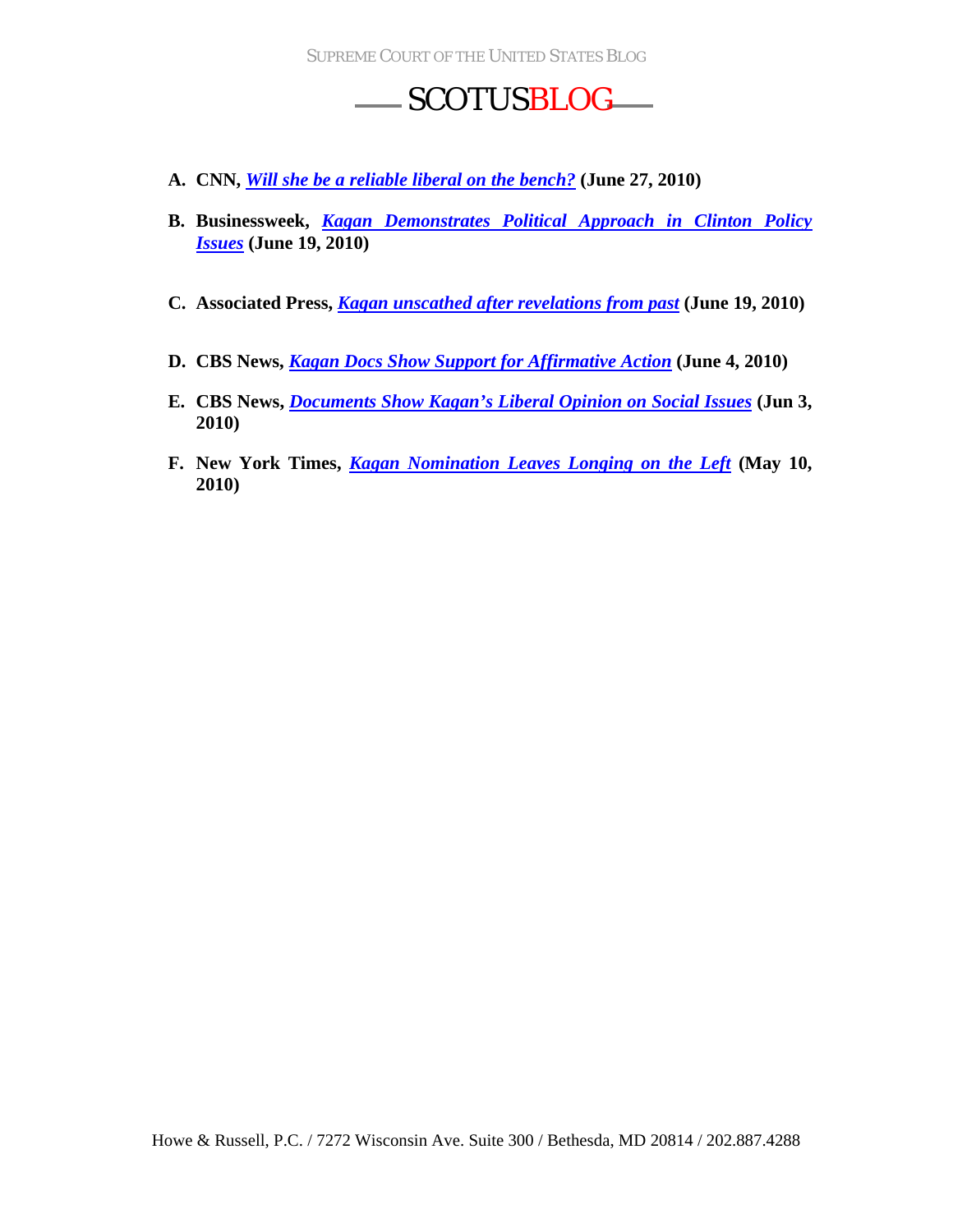A. **CNN, *Will she be a reliable liberal on the bench?* (June 27, 2010)**

B. **Businessweek, *Kagan Demonstrates Political Approach in Clinton Policy Issues* (June 19, 2010)**

C. **Associated Press, *Kagan unscathed after revelations from past* (June 19, 2010)**

D. **CBS News, *Kagan Docs Show Support for Affirmative Action* (June 4, 2010)**

E. **CBS News, *Documents Show Kagan's Liberal Opinion on Social Issues* (Jun 3, 2010)**

F. **New York Times, *Kagan Nomination Leaves Longing on the Left* (May 10, 2010)**